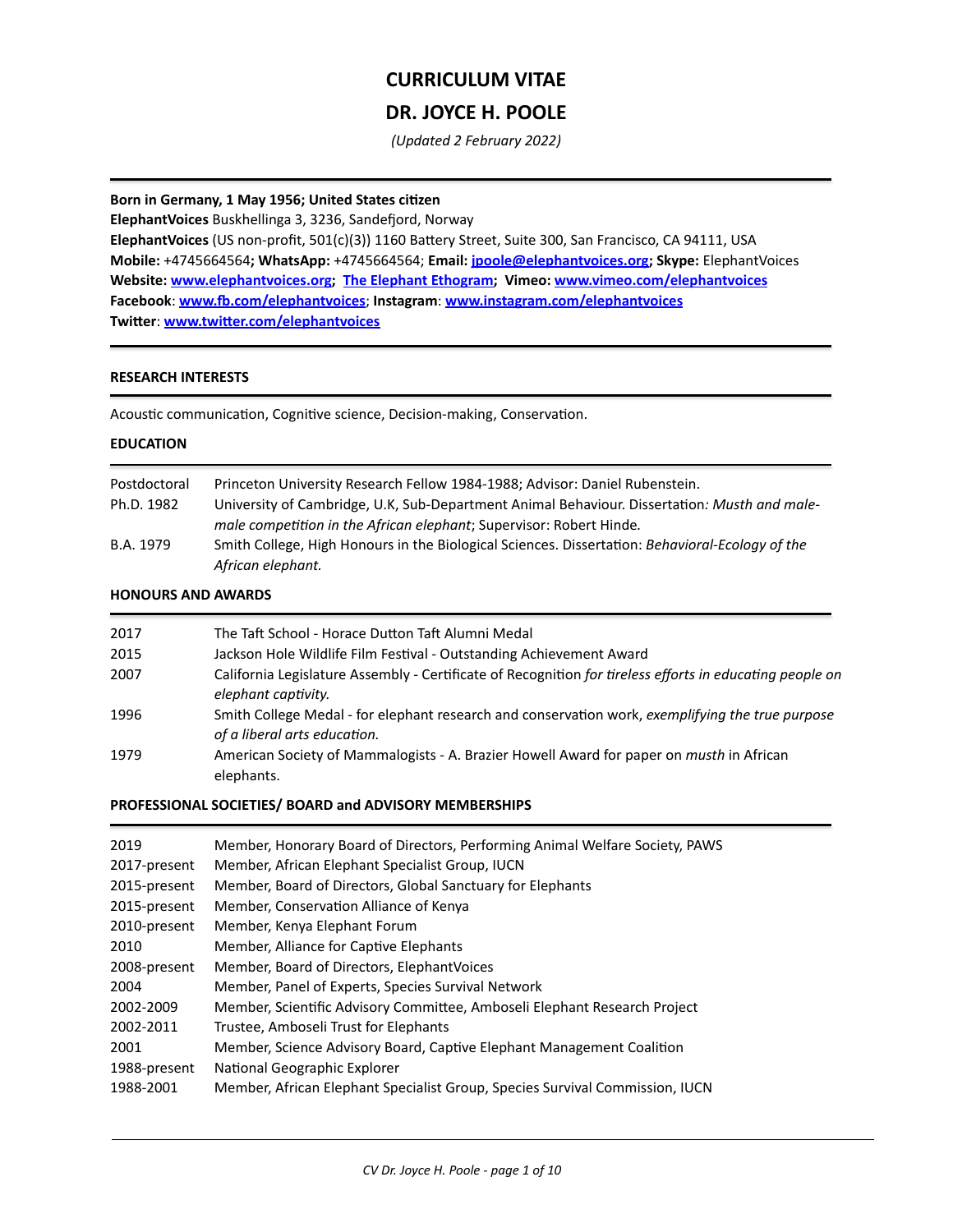# CURRICULUM VITAE

# DR. JOYCE H. POOLE

*(Updated 2 February 2022)*

---

**Born in Germany, 1 May 1956; United States citizen**
**ElephantVoices** Buskhellinga 3, 3236, Sandefjord, Norway
**ElephantVoices** (US non-profit, 501(c)(3)) 1160 Battery Street, Suite 300, San Francisco, CA 94111, USA
**Mobile:** +4745664564**; WhatsApp:** +4745664564; **Email: jpoole@elephantvoices.org; Skype:** ElephantVoices
**Website: www.elephantvoices.org; The Elephant Ethogram; Vimeo: www.vimeo.com/elephantvoices**
**Facebook**: **www.fb.com/elephantvoices**; **Instagram**: **www.instagram.com/elephantvoices**
**Twitter**: **www.twitter.com/elephantvoices**

---

## RESEARCH INTERESTS

Acoustic communication, Cognitive science, Decision-making, Conservation.

## EDUCATION

| | |
|---|---|
| Postdoctoral | Princeton University Research Fellow 1984-1988; Advisor: Daniel Rubenstein. |
| Ph.D. 1982 | University of Cambridge, U.K, Sub-Department Animal Behaviour. Dissertation*: Musth and male-male competition in the African elephant*; Supervisor: Robert Hinde. |
| B.A. 1979 | Smith College, High Honours in the Biological Sciences. Dissertation: *Behavioral-Ecology of the African elephant.* |

## HONOURS AND AWARDS

| | |
|---|---|
| 2017 | The Taft School - Horace Dutton Taft Alumni Medal |
| 2015 | Jackson Hole Wildlife Film Festival - Outstanding Achievement Award |
| 2007 | California Legislature Assembly - Certificate of Recognition *for tireless efforts in educating people on elephant captivity.* |
| 1996 | Smith College Medal - for elephant research and conservation work, *exemplifying the true purpose of a liberal arts education.* |
| 1979 | American Society of Mammalogists - A. Brazier Howell Award for paper on *musth* in African elephants. |

## PROFESSIONAL SOCIETIES/ BOARD and ADVISORY MEMBERSHIPS

| | |
|---|---|
| 2019 | Member, Honorary Board of Directors, Performing Animal Welfare Society, PAWS |
| 2017-present | Member, African Elephant Specialist Group, IUCN |
| 2015-present | Member, Board of Directors, Global Sanctuary for Elephants |
| 2015-present | Member, Conservation Alliance of Kenya |
| 2010-present | Member, Kenya Elephant Forum |
| 2010 | Member, Alliance for Captive Elephants |
| 2008-present | Member, Board of Directors, ElephantVoices |
| 2004 | Member, Panel of Experts, Species Survival Network |
| 2002-2009 | Member, Scientific Advisory Committee, Amboseli Elephant Research Project |
| 2002-2011 | Trustee, Amboseli Trust for Elephants |
| 2001 | Member, Science Advisory Board, Captive Elephant Management Coalition |
| 1988-present | National Geographic Explorer |
| 1988-2001 | Member, African Elephant Specialist Group, Species Survival Commission, IUCN |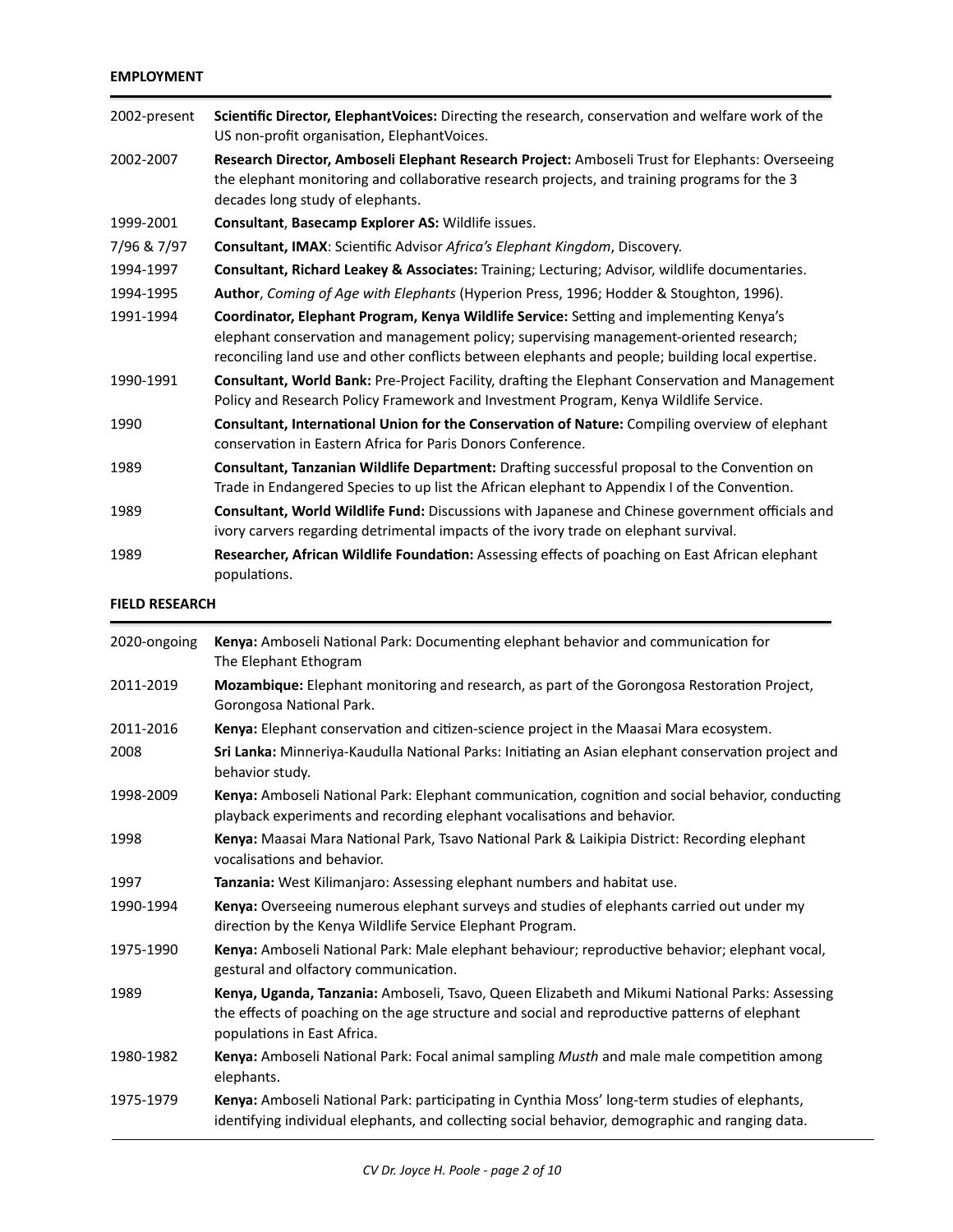## EMPLOYMENT

| | |
|---|---|
| 2002-present | **Scientific Director, ElephantVoices:** Directing the research, conservation and welfare work of the US non-profit organisation, ElephantVoices. |
| 2002-2007 | **Research Director, Amboseli Elephant Research Project:** Amboseli Trust for Elephants: Overseeing the elephant monitoring and collaborative research projects, and training programs for the 3 decades long study of elephants. |
| 1999-2001 | **Consultant**, **Basecamp Explorer AS:** Wildlife issues. |
| 7/96 & 7/97 | **Consultant, IMAX**: Scientific Advisor *Africa's Elephant Kingdom*, Discovery. |
| 1994-1997 | **Consultant, Richard Leakey & Associates:** Training; Lecturing; Advisor, wildlife documentaries. |
| 1994-1995 | **Author**, *Coming of Age with Elephants* (Hyperion Press, 1996; Hodder & Stoughton, 1996). |
| 1991-1994 | **Coordinator, Elephant Program, Kenya Wildlife Service:** Setting and implementing Kenya's elephant conservation and management policy; supervising management-oriented research; reconciling land use and other conflicts between elephants and people; building local expertise. |
| 1990-1991 | **Consultant, World Bank:** Pre-Project Facility, drafting the Elephant Conservation and Management Policy and Research Policy Framework and Investment Program, Kenya Wildlife Service. |
| 1990 | **Consultant, International Union for the Conservation of Nature:** Compiling overview of elephant conservation in Eastern Africa for Paris Donors Conference. |
| 1989 | **Consultant, Tanzanian Wildlife Department:** Drafting successful proposal to the Convention on Trade in Endangered Species to up list the African elephant to Appendix I of the Convention. |
| 1989 | **Consultant, World Wildlife Fund:** Discussions with Japanese and Chinese government officials and ivory carvers regarding detrimental impacts of the ivory trade on elephant survival. |
| 1989 | **Researcher, African Wildlife Foundation:** Assessing effects of poaching on East African elephant populations. |

## FIELD RESEARCH

| | |
|---|---|
| 2020-ongoing | **Kenya:** Amboseli National Park: Documenting elephant behavior and communication for The Elephant Ethogram |
| 2011-2019 | **Mozambique:** Elephant monitoring and research, as part of the Gorongosa Restoration Project, Gorongosa National Park. |
| 2011-2016 | **Kenya:** Elephant conservation and citizen-science project in the Maasai Mara ecosystem. |
| 2008 | **Sri Lanka:** Minneriya-Kaudulla National Parks: Initiating an Asian elephant conservation project and behavior study. |
| 1998-2009 | **Kenya:** Amboseli National Park: Elephant communication, cognition and social behavior, conducting playback experiments and recording elephant vocalisations and behavior. |
| 1998 | **Kenya:** Maasai Mara National Park, Tsavo National Park & Laikipia District: Recording elephant vocalisations and behavior. |
| 1997 | **Tanzania:** West Kilimanjaro: Assessing elephant numbers and habitat use. |
| 1990-1994 | **Kenya:** Overseeing numerous elephant surveys and studies of elephants carried out under my direction by the Kenya Wildlife Service Elephant Program. |
| 1975-1990 | **Kenya:** Amboseli National Park: Male elephant behaviour; reproductive behavior; elephant vocal, gestural and olfactory communication. |
| 1989 | **Kenya, Uganda, Tanzania:** Amboseli, Tsavo, Queen Elizabeth and Mikumi National Parks: Assessing the effects of poaching on the age structure and social and reproductive patterns of elephant populations in East Africa. |
| 1980-1982 | **Kenya:** Amboseli National Park: Focal animal sampling *Musth* and male male competition among elephants. |
| 1975-1979 | **Kenya:** Amboseli National Park: participating in Cynthia Moss' long-term studies of elephants, identifying individual elephants, and collecting social behavior, demographic and ranging data. |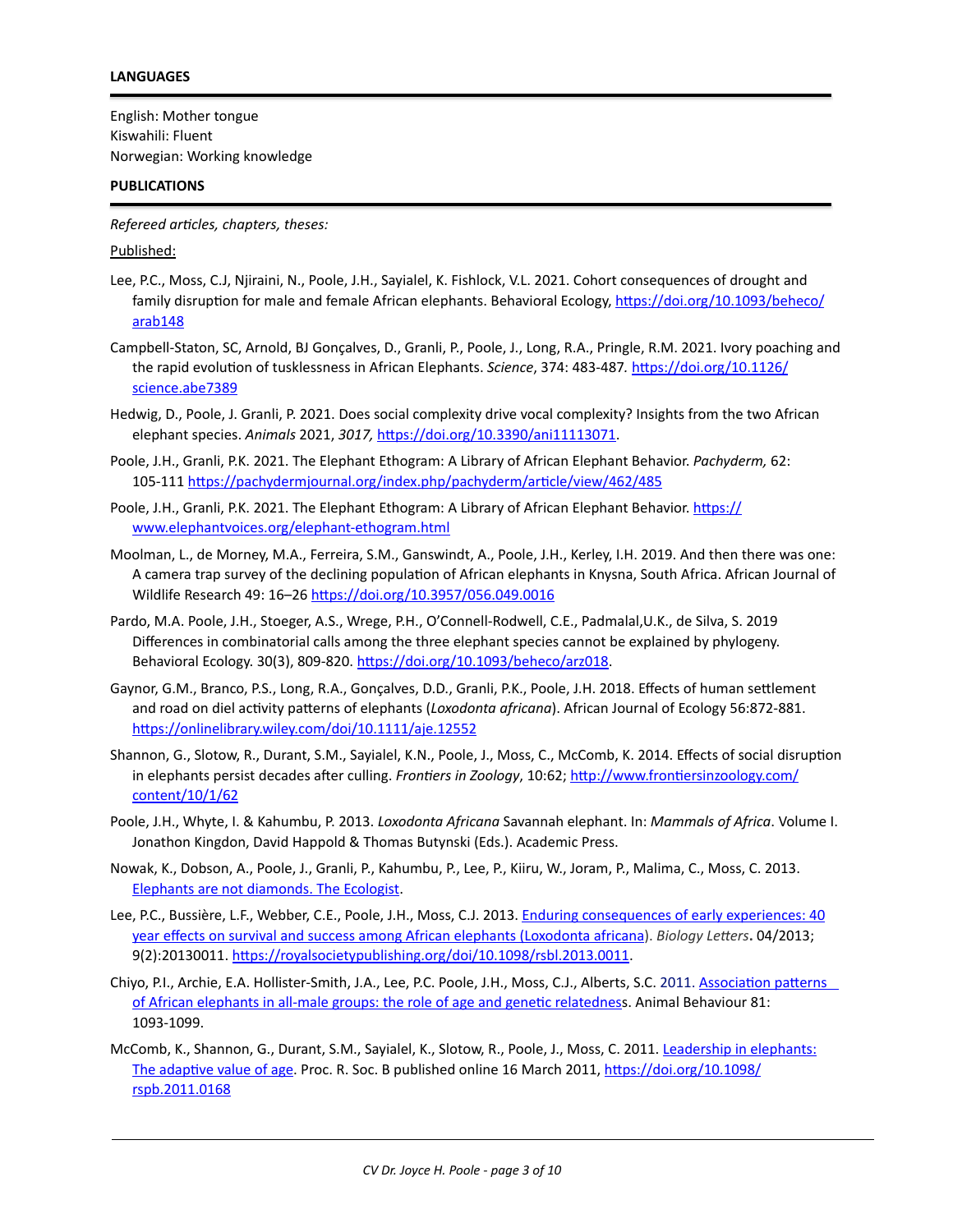## LANGUAGES

English: Mother tongue
Kiswahili: Fluent
Norwegian: Working knowledge

## PUBLICATIONS

*Refereed articles, chapters, theses:*

Published:

Lee, P.C., Moss, C.J, Njiraini, N., Poole, J.H., Sayialel, K. Fishlock, V.L. 2021. Cohort consequences of drought and family disruption for male and female African elephants. Behavioral Ecology, https://doi.org/10.1093/beheco/arab148

Campbell-Staton, SC, Arnold, BJ Gonçalves, D., Granli, P., Poole, J., Long, R.A., Pringle, R.M. 2021. Ivory poaching and the rapid evolution of tusklessness in African Elephants. *Science*, 374: 483-487. https://doi.org/10.1126/science.abe7389

Hedwig, D., Poole, J. Granli, P. 2021. Does social complexity drive vocal complexity? Insights from the two African elephant species. *Animals* 2021, *3017,* https://doi.org/10.3390/ani11113071.

Poole, J.H., Granli, P.K. 2021. The Elephant Ethogram: A Library of African Elephant Behavior. *Pachyderm,* 62: 105-111 https://pachydermjournal.org/index.php/pachyderm/article/view/462/485

Poole, J.H., Granli, P.K. 2021. The Elephant Ethogram: A Library of African Elephant Behavior. https://www.elephantvoices.org/elephant-ethogram.html

Moolman, L., de Morney, M.A., Ferreira, S.M., Ganswindt, A., Poole, J.H., Kerley, I.H. 2019. And then there was one: A camera trap survey of the declining population of African elephants in Knysna, South Africa. African Journal of Wildlife Research 49: 16–26 https://doi.org/10.3957/056.049.0016

Pardo, M.A. Poole, J.H., Stoeger, A.S., Wrege, P.H., O'Connell-Rodwell, C.E., Padmalal,U.K., de Silva, S. 2019 Differences in combinatorial calls among the three elephant species cannot be explained by phylogeny. Behavioral Ecology. 30(3), 809-820. https://doi.org/10.1093/beheco/arz018.

Gaynor, G.M., Branco, P.S., Long, R.A., Gonçalves, D.D., Granli, P.K., Poole, J.H. 2018. Effects of human settlement and road on diel activity patterns of elephants (*Loxodonta africana*). African Journal of Ecology 56:872-881. https://onlinelibrary.wiley.com/doi/10.1111/aje.12552

Shannon, G., Slotow, R., Durant, S.M., Sayialel, K.N., Poole, J., Moss, C., McComb, K. 2014. Effects of social disruption in elephants persist decades after culling. *Frontiers in Zoology*, 10:62; http://www.frontiersinzoology.com/content/10/1/62

Poole, J.H., Whyte, I. & Kahumbu, P. 2013. *Loxodonta Africana* Savannah elephant. In: *Mammals of Africa*. Volume I. Jonathon Kingdon, David Happold & Thomas Butynski (Eds.). Academic Press.

Nowak, K., Dobson, A., Poole, J., Granli, P., Kahumbu, P., Lee, P., Kiiru, W., Joram, P., Malima, C., Moss, C. 2013. Elephants are not diamonds. The Ecologist.

Lee, P.C., Bussière, L.F., Webber, C.E., Poole, J.H., Moss, C.J. 2013. Enduring consequences of early experiences: 40 year effects on survival and success among African elephants (Loxodonta africana). *Biology Letters*. 04/2013; 9(2):20130011. https://royalsocietypublishing.org/doi/10.1098/rsbl.2013.0011.

Chiyo, P.I., Archie, E.A. Hollister-Smith, J.A., Lee, P.C. Poole, J.H., Moss, C.J., Alberts, S.C. 2011. Association patterns of African elephants in all-male groups: the role of age and genetic relatedness. Animal Behaviour 81: 1093-1099.

McComb, K., Shannon, G., Durant, S.M., Sayialel, K., Slotow, R., Poole, J., Moss, C. 2011. Leadership in elephants: The adaptive value of age. Proc. R. Soc. B published online 16 March 2011, https://doi.org/10.1098/rspb.2011.0168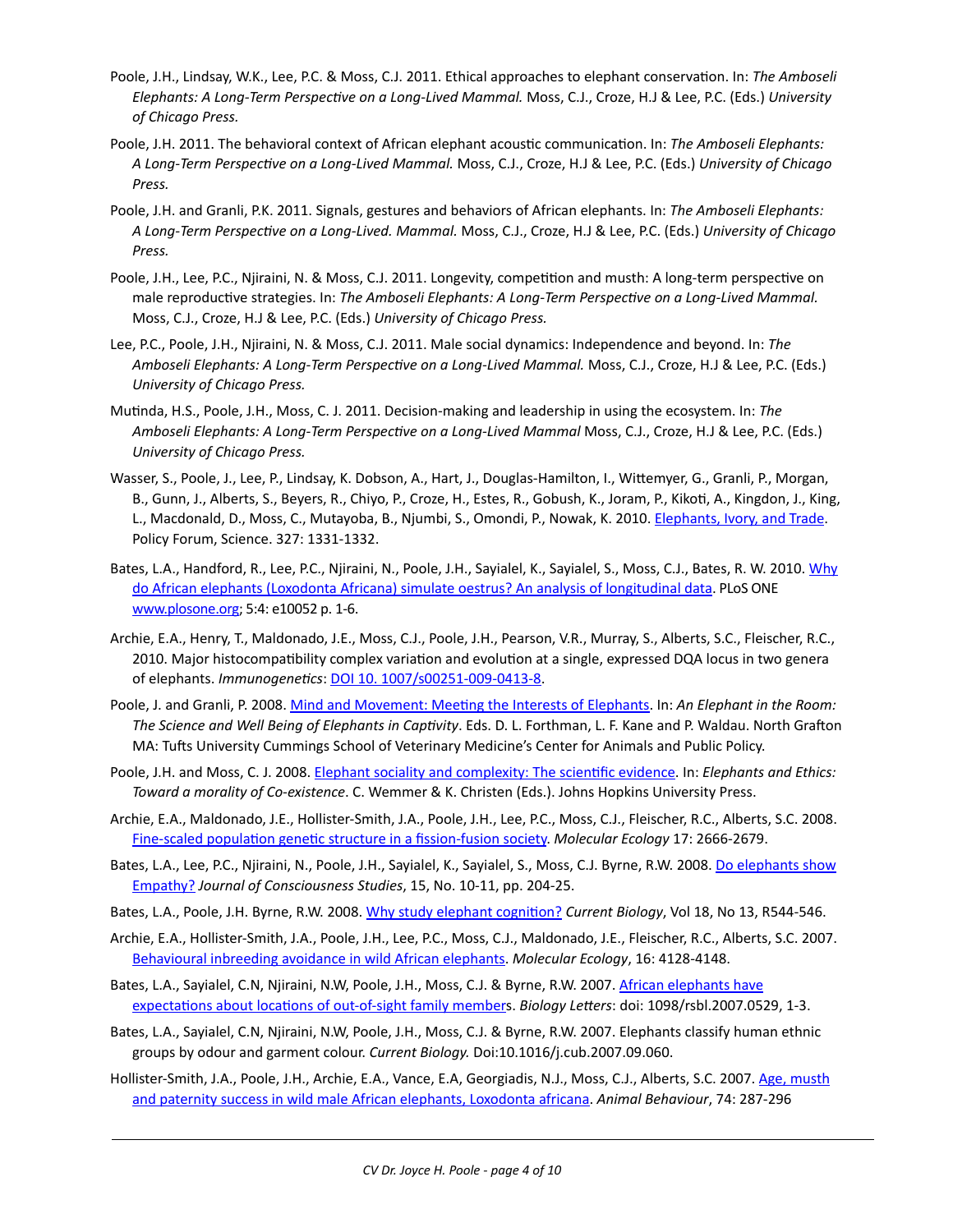Poole, J.H., Lindsay, W.K., Lee, P.C. & Moss, C.J. 2011. Ethical approaches to elephant conservation. In: *The Amboseli Elephants: A Long-Term Perspective on a Long-Lived Mammal.* Moss, C.J., Croze, H.J & Lee, P.C. (Eds.) *University of Chicago Press.*

Poole, J.H. 2011. The behavioral context of African elephant acoustic communication. In: *The Amboseli Elephants: A Long-Term Perspective on a Long-Lived Mammal.* Moss, C.J., Croze, H.J & Lee, P.C. (Eds.) *University of Chicago Press.*

Poole, J.H. and Granli, P.K. 2011. Signals, gestures and behaviors of African elephants. In: *The Amboseli Elephants: A Long-Term Perspective on a Long-Lived. Mammal.* Moss, C.J., Croze, H.J & Lee, P.C. (Eds.) *University of Chicago Press.*

Poole, J.H., Lee, P.C., Njiraini, N. & Moss, C.J. 2011. Longevity, competition and musth: A long-term perspective on male reproductive strategies. In: *The Amboseli Elephants: A Long-Term Perspective on a Long-Lived Mammal.* Moss, C.J., Croze, H.J & Lee, P.C. (Eds.) *University of Chicago Press.*

Lee, P.C., Poole, J.H., Njiraini, N. & Moss, C.J. 2011. Male social dynamics: Independence and beyond. In: *The Amboseli Elephants: A Long-Term Perspective on a Long-Lived Mammal.* Moss, C.J., Croze, H.J & Lee, P.C. (Eds.) *University of Chicago Press.*

Mutinda, H.S., Poole, J.H., Moss, C. J. 2011. Decision-making and leadership in using the ecosystem. In: *The Amboseli Elephants: A Long-Term Perspective on a Long-Lived Mammal* Moss, C.J., Croze, H.J & Lee, P.C. (Eds.) *University of Chicago Press.*

Wasser, S., Poole, J., Lee, P., Lindsay, K. Dobson, A., Hart, J., Douglas-Hamilton, I., Wittemyer, G., Granli, P., Morgan, B., Gunn, J., Alberts, S., Beyers, R., Chiyo, P., Croze, H., Estes, R., Gobush, K., Joram, P., Kikoti, A., Kingdon, J., King, L., Macdonald, D., Moss, C., Mutayoba, B., Njumbi, S., Omondi, P., Nowak, K. 2010. Elephants, Ivory, and Trade. Policy Forum, Science. 327: 1331-1332.

Bates, L.A., Handford, R., Lee, P.C., Njiraini, N., Poole, J.H., Sayialel, K., Sayialel, S., Moss, C.J., Bates, R. W. 2010. Why do African elephants (Loxodonta Africana) simulate oestrus? An analysis of longitudinal data. PLoS ONE www.plosone.org; 5:4: e10052 p. 1-6.

Archie, E.A., Henry, T., Maldonado, J.E., Moss, C.J., Poole, J.H., Pearson, V.R., Murray, S., Alberts, S.C., Fleischer, R.C., 2010. Major histocompatibility complex variation and evolution at a single, expressed DQA locus in two genera of elephants. *Immunogenetics*: DOI 10. 1007/s00251-009-0413-8.

Poole, J. and Granli, P. 2008. Mind and Movement: Meeting the Interests of Elephants. In: *An Elephant in the Room: The Science and Well Being of Elephants in Captivity*. Eds. D. L. Forthman, L. F. Kane and P. Waldau. North Grafton MA: Tufts University Cummings School of Veterinary Medicine's Center for Animals and Public Policy.

Poole, J.H. and Moss, C. J. 2008. Elephant sociality and complexity: The scientific evidence. In: *Elephants and Ethics: Toward a morality of Co-existence*. C. Wemmer & K. Christen (Eds.). Johns Hopkins University Press.

Archie, E.A., Maldonado, J.E., Hollister-Smith, J.A., Poole, J.H., Lee, P.C., Moss, C.J., Fleischer, R.C., Alberts, S.C. 2008. Fine-scaled population genetic structure in a fission-fusion society. *Molecular Ecology* 17: 2666-2679.

Bates, L.A., Lee, P.C., Njiraini, N., Poole, J.H., Sayialel, K., Sayialel, S., Moss, C.J. Byrne, R.W. 2008. Do elephants show Empathy? *Journal of Consciousness Studies*, 15, No. 10-11, pp. 204-25.

Bates, L.A., Poole, J.H. Byrne, R.W. 2008. Why study elephant cognition? *Current Biology*, Vol 18, No 13, R544-546.

Archie, E.A., Hollister-Smith, J.A., Poole, J.H., Lee, P.C., Moss, C.J., Maldonado, J.E., Fleischer, R.C., Alberts, S.C. 2007. Behavioural inbreeding avoidance in wild African elephants. *Molecular Ecology*, 16: 4128-4148.

Bates, L.A., Sayialel, C.N, Njiraini, N.W, Poole, J.H., Moss, C.J. & Byrne, R.W. 2007. African elephants have expectations about locations of out-of-sight family members. *Biology Letters*: doi: 1098/rsbl.2007.0529, 1-3.

Bates, L.A., Sayialel, C.N, Njiraini, N.W, Poole, J.H., Moss, C.J. & Byrne, R.W. 2007. Elephants classify human ethnic groups by odour and garment colour. *Current Biology.* Doi:10.1016/j.cub.2007.09.060.

Hollister-Smith, J.A., Poole, J.H., Archie, E.A., Vance, E.A, Georgiadis, N.J., Moss, C.J., Alberts, S.C. 2007. Age, musth and paternity success in wild male African elephants, Loxodonta africana. *Animal Behaviour*, 74: 287-296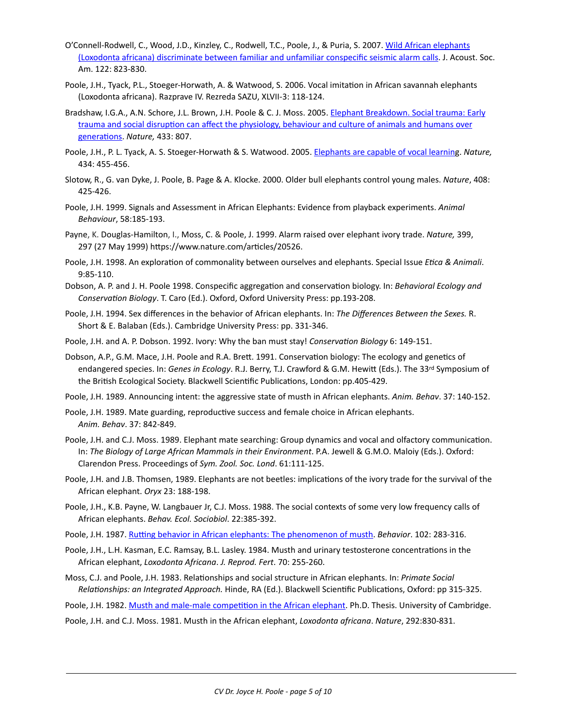O'Connell-Rodwell, C., Wood, J.D., Kinzley, C., Rodwell, T.C., Poole, J., & Puria, S. 2007. Wild African elephants (Loxodonta africana) discriminate between familiar and unfamiliar conspecific seismic alarm calls. J. Acoust. Soc. Am. 122: 823-830.

Poole, J.H., Tyack, P.L., Stoeger-Horwath, A. & Watwood, S. 2006. Vocal imitation in African savannah elephants (Loxodonta africana). Razprave IV. Rezreda SAZU, XLVII-3: 118-124.

Bradshaw, I.G.A., A.N. Schore, J.L. Brown, J.H. Poole & C. J. Moss. 2005. Elephant Breakdown. Social trauma: Early trauma and social disruption can affect the physiology, behaviour and culture of animals and humans over generations. *Nature,* 433: 807.

Poole, J.H., P. L. Tyack, A. S. Stoeger-Horwath & S. Watwood. 2005. Elephants are capable of vocal learning. *Nature,* 434: 455-456.

Slotow, R., G. van Dyke, J. Poole, B. Page & A. Klocke. 2000. Older bull elephants control young males. *Nature*, 408: 425-426.

Poole, J.H. 1999. Signals and Assessment in African Elephants: Evidence from playback experiments. *Animal Behaviour*, 58:185-193.

Payne, K. Douglas-Hamilton, I., Moss, C. & Poole, J. 1999. Alarm raised over elephant ivory trade. *Nature,* 399, 297 (27 May 1999) https://www.nature.com/articles/20526.

Poole, J.H. 1998. An exploration of commonality between ourselves and elephants. Special Issue *Etica & Animali*. 9:85-110.

Dobson, A. P. and J. H. Poole 1998. Conspecific aggregation and conservation biology. In: *Behavioral Ecology and Conservation Biology*. T. Caro (Ed.). Oxford, Oxford University Press: pp.193-208.

Poole, J.H. 1994. Sex differences in the behavior of African elephants. In: *The Differences Between the Sexes.* R. Short & E. Balaban (Eds.). Cambridge University Press: pp. 331-346.

Poole, J.H. and A. P. Dobson. 1992. Ivory: Why the ban must stay! *Conservation Biology* 6: 149-151.

Dobson, A.P., G.M. Mace, J.H. Poole and R.A. Brett. 1991. Conservation biology: The ecology and genetics of endangered species. In: *Genes in Ecology*. R.J. Berry, T.J. Crawford & G.M. Hewitt (Eds.). The 33rd Symposium of the British Ecological Society. Blackwell Scientific Publications, London: pp.405-429.

Poole, J.H. 1989. Announcing intent: the aggressive state of musth in African elephants. *Anim. Behav*. 37: 140-152.

Poole, J.H. 1989. Mate guarding, reproductive success and female choice in African elephants. *Anim. Behav*. 37: 842-849.

Poole, J.H. and C.J. Moss. 1989. Elephant mate searching: Group dynamics and vocal and olfactory communication. In: *The Biology of Large African Mammals in their Environment*. P.A. Jewell & G.M.O. Maloiy (Eds.). Oxford: Clarendon Press. Proceedings of *Sym. Zool. Soc. Lond*. 61:111-125.

Poole, J.H. and J.B. Thomsen, 1989. Elephants are not beetles: implications of the ivory trade for the survival of the African elephant. *Oryx* 23: 188-198.

Poole, J.H., K.B. Payne, W. Langbauer Jr, C.J. Moss. 1988. The social contexts of some very low frequency calls of African elephants. *Behav. Ecol. Sociobiol*. 22:385-392.

Poole, J.H. 1987. Rutting behavior in African elephants: The phenomenon of musth. *Behavior*. 102: 283-316.

Poole, J.H., L.H. Kasman, E.C. Ramsay, B.L. Lasley. 1984. Musth and urinary testosterone concentrations in the African elephant, *Loxodonta Africana*. *J. Reprod. Fert*. 70: 255-260.

Moss, C.J. and Poole, J.H. 1983. Relationships and social structure in African elephants. In: *Primate Social Relationships: an Integrated Approach.* Hinde, RA (Ed.). Blackwell Scientific Publications, Oxford: pp 315-325.

Poole, J.H. 1982. Musth and male-male competition in the African elephant. Ph.D. Thesis. University of Cambridge.

Poole, J.H. and C.J. Moss. 1981. Musth in the African elephant, *Loxodonta africana*. *Nature*, 292:830-831.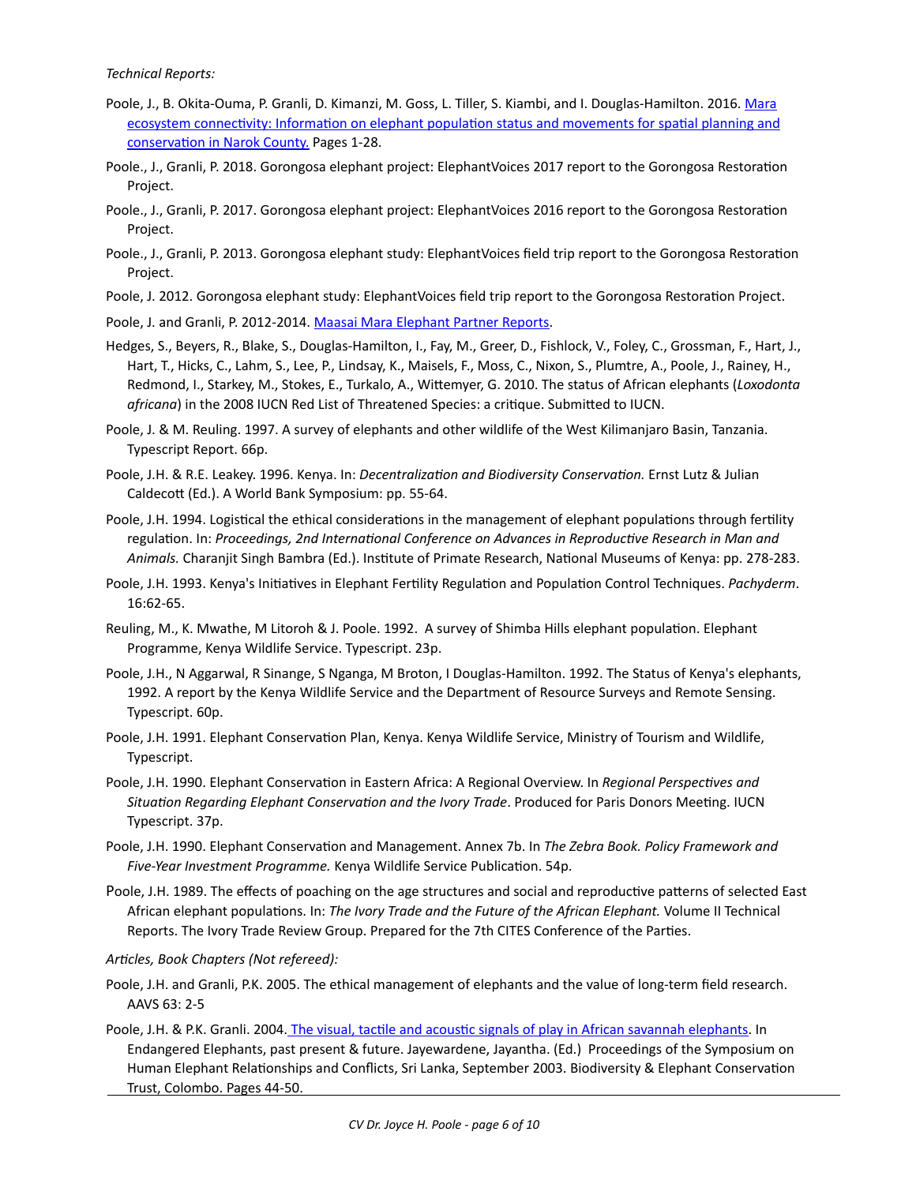*Technical Reports:*

Poole, J., B. Okita-Ouma, P. Granli, D. Kimanzi, M. Goss, L. Tiller, S. Kiambi, and I. Douglas-Hamilton. 2016. [Mara ecosystem connectivity: Information on elephant population status and movements for spatial planning and conservation in Narok County.]() Pages 1-28.

Poole., J., Granli, P. 2018. Gorongosa elephant project: ElephantVoices 2017 report to the Gorongosa Restoration Project.

Poole., J., Granli, P. 2017. Gorongosa elephant project: ElephantVoices 2016 report to the Gorongosa Restoration Project.

Poole., J., Granli, P. 2013. Gorongosa elephant study: ElephantVoices field trip report to the Gorongosa Restoration Project.

Poole, J. 2012. Gorongosa elephant study: ElephantVoices field trip report to the Gorongosa Restoration Project.

Poole, J. and Granli, P. 2012-2014. [Maasai Mara Elephant Partner Reports]().

Hedges, S., Beyers, R., Blake, S., Douglas-Hamilton, I., Fay, M., Greer, D., Fishlock, V., Foley, C., Grossman, F., Hart, J., Hart, T., Hicks, C., Lahm, S., Lee, P., Lindsay, K., Maisels, F., Moss, C., Nixon, S., Plumtre, A., Poole, J., Rainey, H., Redmond, I., Starkey, M., Stokes, E., Turkalo, A., Wittemyer, G. 2010. The status of African elephants (*Loxodonta africana*) in the 2008 IUCN Red List of Threatened Species: a critique. Submitted to IUCN.

Poole, J. & M. Reuling. 1997. A survey of elephants and other wildlife of the West Kilimanjaro Basin, Tanzania. Typescript Report. 66p.

Poole, J.H. & R.E. Leakey. 1996. Kenya. In: *Decentralization and Biodiversity Conservation.* Ernst Lutz & Julian Caldecott (Ed.). A World Bank Symposium: pp. 55-64.

Poole, J.H. 1994. Logistical the ethical considerations in the management of elephant populations through fertility regulation. In: *Proceedings, 2nd International Conference on Advances in Reproductive Research in Man and Animals.* Charanjit Singh Bambra (Ed.). Institute of Primate Research, National Museums of Kenya: pp. 278-283.

Poole, J.H. 1993. Kenya's Initiatives in Elephant Fertility Regulation and Population Control Techniques. *Pachyderm*. 16:62-65.

Reuling, M., K. Mwathe, M Litoroh & J. Poole. 1992. A survey of Shimba Hills elephant population. Elephant Programme, Kenya Wildlife Service. Typescript. 23p.

Poole, J.H., N Aggarwal, R Sinange, S Nganga, M Broton, I Douglas-Hamilton. 1992. The Status of Kenya's elephants, 1992. A report by the Kenya Wildlife Service and the Department of Resource Surveys and Remote Sensing. Typescript. 60p.

Poole, J.H. 1991. Elephant Conservation Plan, Kenya. Kenya Wildlife Service, Ministry of Tourism and Wildlife, Typescript.

Poole, J.H. 1990. Elephant Conservation in Eastern Africa: A Regional Overview. In *Regional Perspectives and Situation Regarding Elephant Conservation and the Ivory Trade*. Produced for Paris Donors Meeting. IUCN Typescript. 37p.

Poole, J.H. 1990. Elephant Conservation and Management. Annex 7b. In *The Zebra Book. Policy Framework and Five-Year Investment Programme.* Kenya Wildlife Service Publication. 54p.

Poole, J.H. 1989. The effects of poaching on the age structures and social and reproductive patterns of selected East African elephant populations. In: *The Ivory Trade and the Future of the African Elephant.* Volume II Technical Reports. The Ivory Trade Review Group. Prepared for the 7th CITES Conference of the Parties.

*Articles, Book Chapters (Not refereed):*

Poole, J.H. and Granli, P.K. 2005. The ethical management of elephants and the value of long-term field research. AAVS 63: 2-5

Poole, J.H. & P.K. Granli. 2004. [The visual, tactile and acoustic signals of play in African savannah elephants](). In Endangered Elephants, past present & future. Jayewardene, Jayantha. (Ed.) Proceedings of the Symposium on Human Elephant Relationships and Conflicts, Sri Lanka, September 2003. Biodiversity & Elephant Conservation Trust, Colombo. Pages 44-50.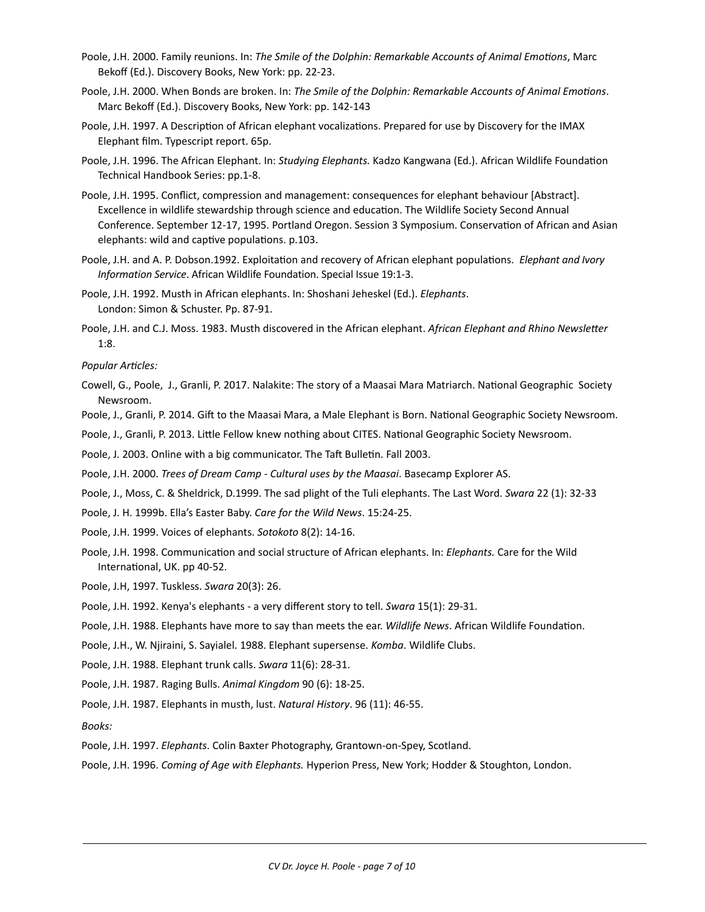Poole, J.H. 2000. Family reunions. In: *The Smile of the Dolphin: Remarkable Accounts of Animal Emotions*, Marc Bekoff (Ed.). Discovery Books, New York: pp. 22-23.

Poole, J.H. 2000. When Bonds are broken. In: *The Smile of the Dolphin: Remarkable Accounts of Animal Emotions*. Marc Bekoff (Ed.). Discovery Books, New York: pp. 142-143

Poole, J.H. 1997. A Description of African elephant vocalizations. Prepared for use by Discovery for the IMAX Elephant film. Typescript report. 65p.

Poole, J.H. 1996. The African Elephant. In: *Studying Elephants.* Kadzo Kangwana (Ed.). African Wildlife Foundation Technical Handbook Series: pp.1-8.

Poole, J.H. 1995. Conflict, compression and management: consequences for elephant behaviour [Abstract]. Excellence in wildlife stewardship through science and education. The Wildlife Society Second Annual Conference. September 12-17, 1995. Portland Oregon. Session 3 Symposium. Conservation of African and Asian elephants: wild and captive populations. p.103.

Poole, J.H. and A. P. Dobson.1992. Exploitation and recovery of African elephant populations. *Elephant and Ivory Information Service*. African Wildlife Foundation. Special Issue 19:1-3.

Poole, J.H. 1992. Musth in African elephants. In: Shoshani Jeheskel (Ed.). *Elephants*. London: Simon & Schuster. Pp. 87-91.

Poole, J.H. and C.J. Moss. 1983. Musth discovered in the African elephant. *African Elephant and Rhino Newsletter* 1:8.

*Popular Articles:*

Cowell, G., Poole, J., Granli, P. 2017. Nalakite: The story of a Maasai Mara Matriarch. National Geographic Society Newsroom.

Poole, J., Granli, P. 2014. Gift to the Maasai Mara, a Male Elephant is Born. National Geographic Society Newsroom.

Poole, J., Granli, P. 2013. Little Fellow knew nothing about CITES. National Geographic Society Newsroom.

Poole, J. 2003. Online with a big communicator. The Taft Bulletin. Fall 2003.

Poole, J.H. 2000. *Trees of Dream Camp - Cultural uses by the Maasai*. Basecamp Explorer AS.

Poole, J., Moss, C. & Sheldrick, D.1999. The sad plight of the Tuli elephants. The Last Word. *Swara* 22 (1): 32-33

Poole, J. H. 1999b. Ella's Easter Baby. *Care for the Wild News*. 15:24-25.

Poole, J.H. 1999. Voices of elephants. *Sotokoto* 8(2): 14-16.

Poole, J.H. 1998. Communication and social structure of African elephants. In: *Elephants.* Care for the Wild International, UK. pp 40-52.

Poole, J.H, 1997. Tuskless. *Swara* 20(3): 26.

Poole, J.H. 1992. Kenya's elephants - a very different story to tell. *Swara* 15(1): 29-31.

Poole, J.H. 1988. Elephants have more to say than meets the ear. *Wildlife News*. African Wildlife Foundation.

Poole, J.H., W. Njiraini, S. Sayialel. 1988. Elephant supersense. *Komba*. Wildlife Clubs.

Poole, J.H. 1988. Elephant trunk calls. *Swara* 11(6): 28-31.

Poole, J.H. 1987. Raging Bulls. *Animal Kingdom* 90 (6): 18-25.

Poole, J.H. 1987. Elephants in musth, lust. *Natural History*. 96 (11): 46-55.

*Books:*

Poole, J.H. 1997. *Elephants*. Colin Baxter Photography, Grantown-on-Spey, Scotland.

Poole, J.H. 1996. *Coming of Age with Elephants.* Hyperion Press, New York; Hodder & Stoughton, London.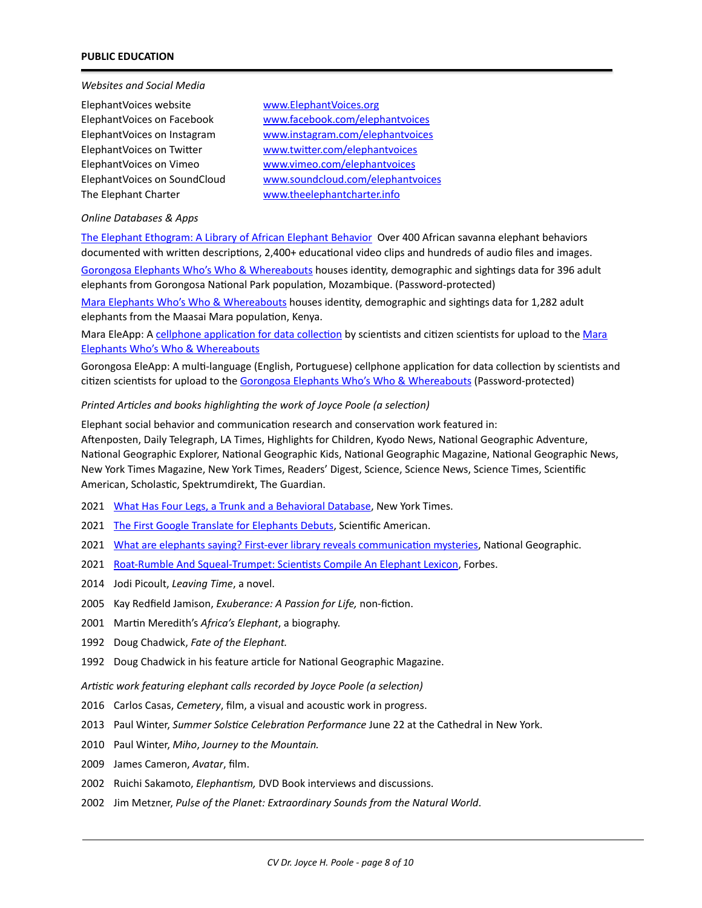## PUBLIC EDUCATION

*Websites and Social Media*

| | |
|---|---|
| ElephantVoices website | www.ElephantVoices.org |
| ElephantVoices on Facebook | www.facebook.com/elephantvoices |
| ElephantVoices on Instagram | www.instagram.com/elephantvoices |
| ElephantVoices on Twitter | www.twitter.com/elephantvoices |
| ElephantVoices on Vimeo | www.vimeo.com/elephantvoices |
| ElephantVoices on SoundCloud | www.soundcloud.com/elephantvoices |
| The Elephant Charter | www.theelephantcharter.info |

*Online Databases & Apps*

The Elephant Ethogram: A Library of African Elephant Behavior Over 400 African savanna elephant behaviors documented with written descriptions, 2,400+ educational video clips and hundreds of audio files and images.

Gorongosa Elephants Who's Who & Whereabouts houses identity, demographic and sightings data for 396 adult elephants from Gorongosa National Park population, Mozambique. (Password-protected)

Mara Elephants Who's Who & Whereabouts houses identity, demographic and sightings data for 1,282 adult elephants from the Maasai Mara population, Kenya.

Mara EleApp: A cellphone application for data collection by scientists and citizen scientists for upload to the Mara Elephants Who's Who & Whereabouts

Gorongosa EleApp: A multi-language (English, Portuguese) cellphone application for data collection by scientists and citizen scientists for upload to the Gorongosa Elephants Who's Who & Whereabouts (Password-protected)

*Printed Articles and books highlighting the work of Joyce Poole (a selection)*

Elephant social behavior and communication research and conservation work featured in:
Aftenposten, Daily Telegraph, LA Times, Highlights for Children, Kyodo News, National Geographic Adventure, National Geographic Explorer, National Geographic Kids, National Geographic Magazine, National Geographic News, New York Times Magazine, New York Times, Readers' Digest, Science, Science News, Science Times, Scientific American, Scholastic, Spektrumdirekt, The Guardian.

2021 What Has Four Legs, a Trunk and a Behavioral Database, New York Times.

2021 The First Google Translate for Elephants Debuts, Scientific American.

2021 What are elephants saying? First-ever library reveals communication mysteries, National Geographic.

2021 Roat-Rumble And Squeal-Trumpet: Scientists Compile An Elephant Lexicon, Forbes.

2014 Jodi Picoult, *Leaving Time*, a novel.

2005 Kay Redfield Jamison, *Exuberance: A Passion for Life,* non-fiction.

2001 Martin Meredith's *Africa's Elephant*, a biography.

1992 Doug Chadwick, *Fate of the Elephant.*

1992 Doug Chadwick in his feature article for National Geographic Magazine.

*Artistic work featuring elephant calls recorded by Joyce Poole (a selection)*

2016 Carlos Casas, *Cemetery*, film, a visual and acoustic work in progress.

2013 Paul Winter, *Summer Solstice Celebration Performance* June 22 at the Cathedral in New York.

2010 Paul Winter, *Miho, Journey to the Mountain.*

2009 James Cameron, *Avatar*, film.

2002 Ruichi Sakamoto, *Elephantism,* DVD Book interviews and discussions.

2002 Jim Metzner, *Pulse of the Planet: Extraordinary Sounds from the Natural World*.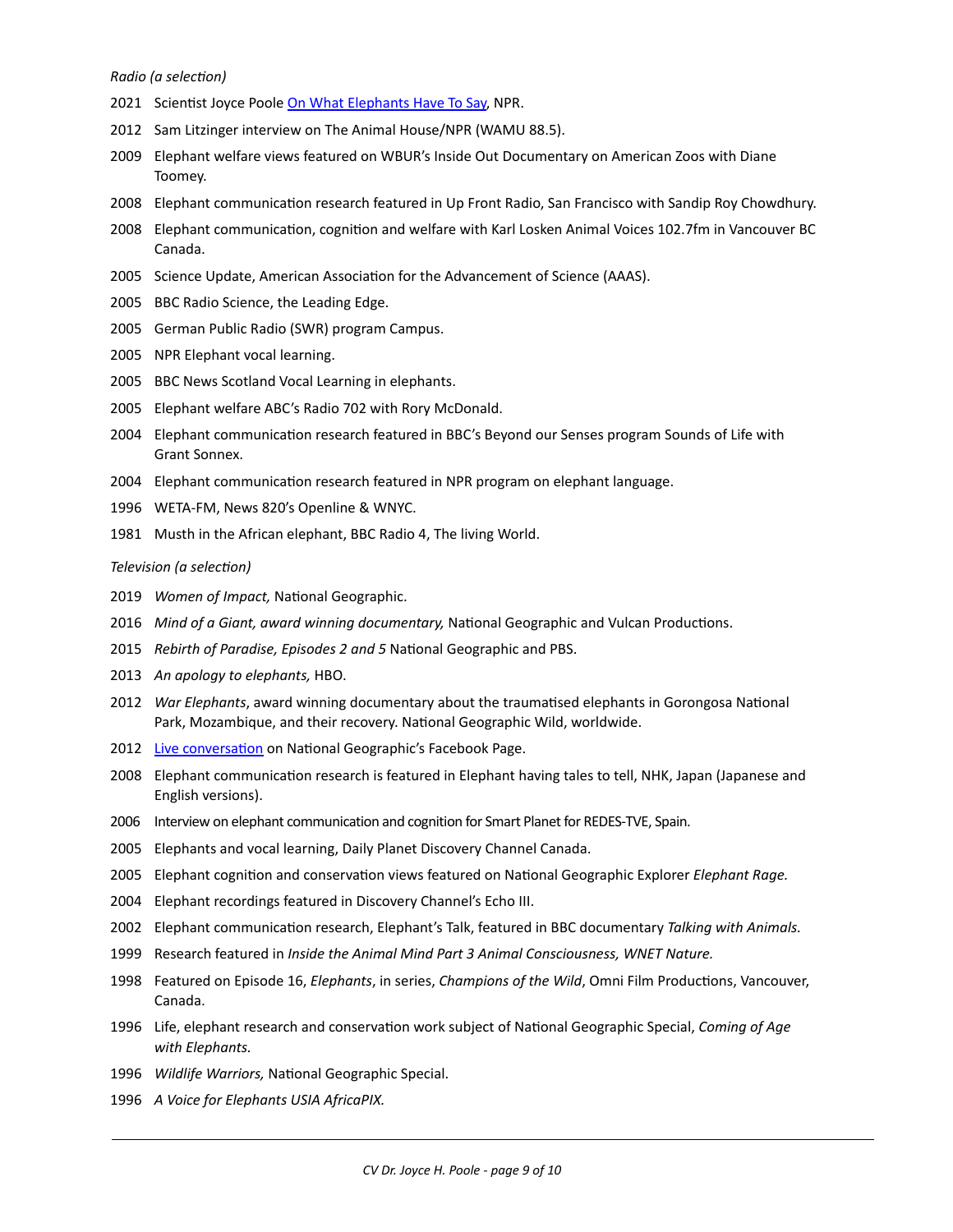*Radio (a selection)*

2021 Scientist Joyce Poole [On What Elephants Have To Say](), NPR.

2012 Sam Litzinger interview on The Animal House/NPR (WAMU 88.5).

2009 Elephant welfare views featured on WBUR's Inside Out Documentary on American Zoos with Diane Toomey.

2008 Elephant communication research featured in Up Front Radio, San Francisco with Sandip Roy Chowdhury.

2008 Elephant communication, cognition and welfare with Karl Losken Animal Voices 102.7fm in Vancouver BC Canada.

2005 Science Update, American Association for the Advancement of Science (AAAS).

2005 BBC Radio Science, the Leading Edge.

2005 German Public Radio (SWR) program Campus.

2005 NPR Elephant vocal learning.

2005 BBC News Scotland Vocal Learning in elephants.

2005 Elephant welfare ABC's Radio 702 with Rory McDonald.

2004 Elephant communication research featured in BBC's Beyond our Senses program Sounds of Life with Grant Sonnex.

2004 Elephant communication research featured in NPR program on elephant language.

1996 WETA-FM, News 820's Openline & WNYC.

1981 Musth in the African elephant, BBC Radio 4, The living World.

*Television (a selection)*

2019 *Women of Impact,* National Geographic.

2016 *Mind of a Giant, award winning documentary,* National Geographic and Vulcan Productions.

2015 *Rebirth of Paradise, Episodes 2 and 5* National Geographic and PBS.

2013 *An apology to elephants,* HBO.

2012 *War Elephants*, award winning documentary about the traumatised elephants in Gorongosa National Park, Mozambique, and their recovery. National Geographic Wild, worldwide.

2012 [Live conversation]() on National Geographic's Facebook Page.

2008 Elephant communication research is featured in Elephant having tales to tell, NHK, Japan (Japanese and English versions).

2006 Interview on elephant communication and cognition for Smart Planet for REDES-TVE, Spain.

2005 Elephants and vocal learning, Daily Planet Discovery Channel Canada.

2005 Elephant cognition and conservation views featured on National Geographic Explorer *Elephant Rage.*

2004 Elephant recordings featured in Discovery Channel's Echo III.

2002 Elephant communication research, Elephant's Talk, featured in BBC documentary *Talking with Animals.*

1999 Research featured in *Inside the Animal Mind Part 3 Animal Consciousness, WNET Nature.*

1998 Featured on Episode 16, *Elephants*, in series, *Champions of the Wild*, Omni Film Productions, Vancouver, Canada.

1996 Life, elephant research and conservation work subject of National Geographic Special, *Coming of Age with Elephants.*

1996 *Wildlife Warriors,* National Geographic Special.

1996 *A Voice for Elephants USIA AfricaPIX.*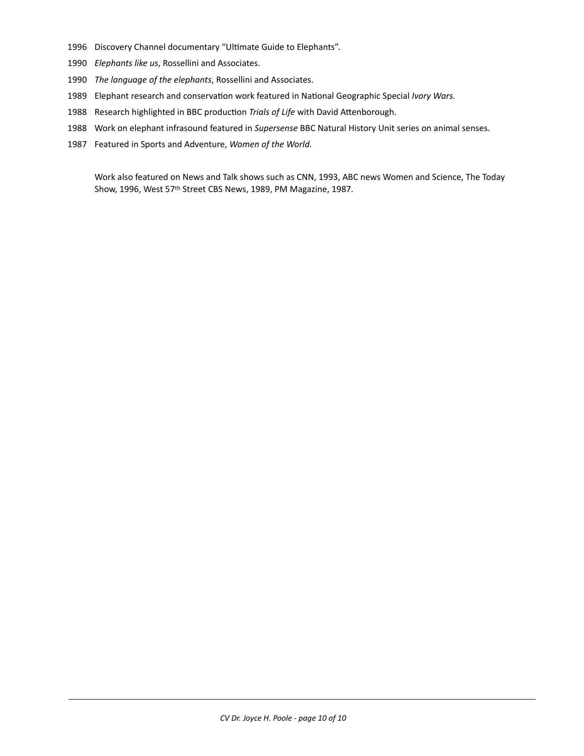1996 Discovery Channel documentary “Ultimate Guide to Elephants”.

1990 *Elephants like us*, Rossellini and Associates.

1990 *The language of the elephants*, Rossellini and Associates.

1989 Elephant research and conservation work featured in National Geographic Special *Ivory Wars.*

1988 Research highlighted in BBC production *Trials of Life* with David Attenborough.

1988 Work on elephant infrasound featured in *Supersense* BBC Natural History Unit series on animal senses.

1987 Featured in Sports and Adventure, *Women of the World.*

Work also featured on News and Talk shows such as CNN, 1993, ABC news Women and Science, The Today Show, 1996, West 57th Street CBS News, 1989, PM Magazine, 1987.